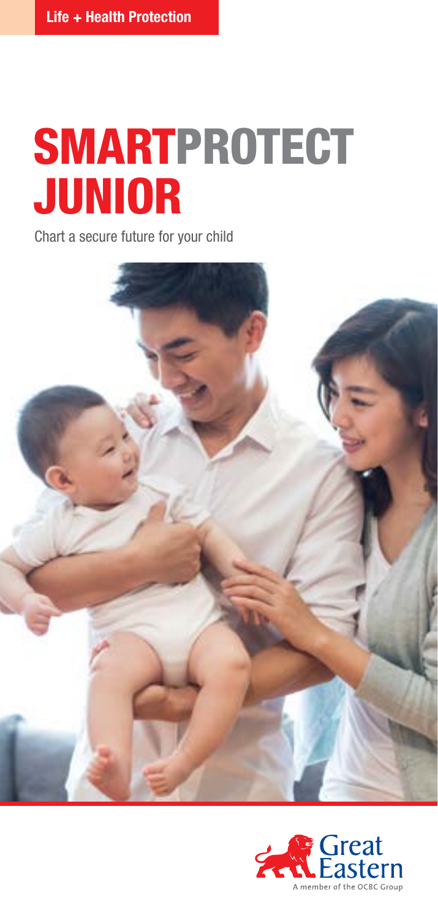**Life + Health Protection**

# SMARTPROTECT JUNIOR

Chart a secure future for your child

Great Eastern

A member of the OCBC Group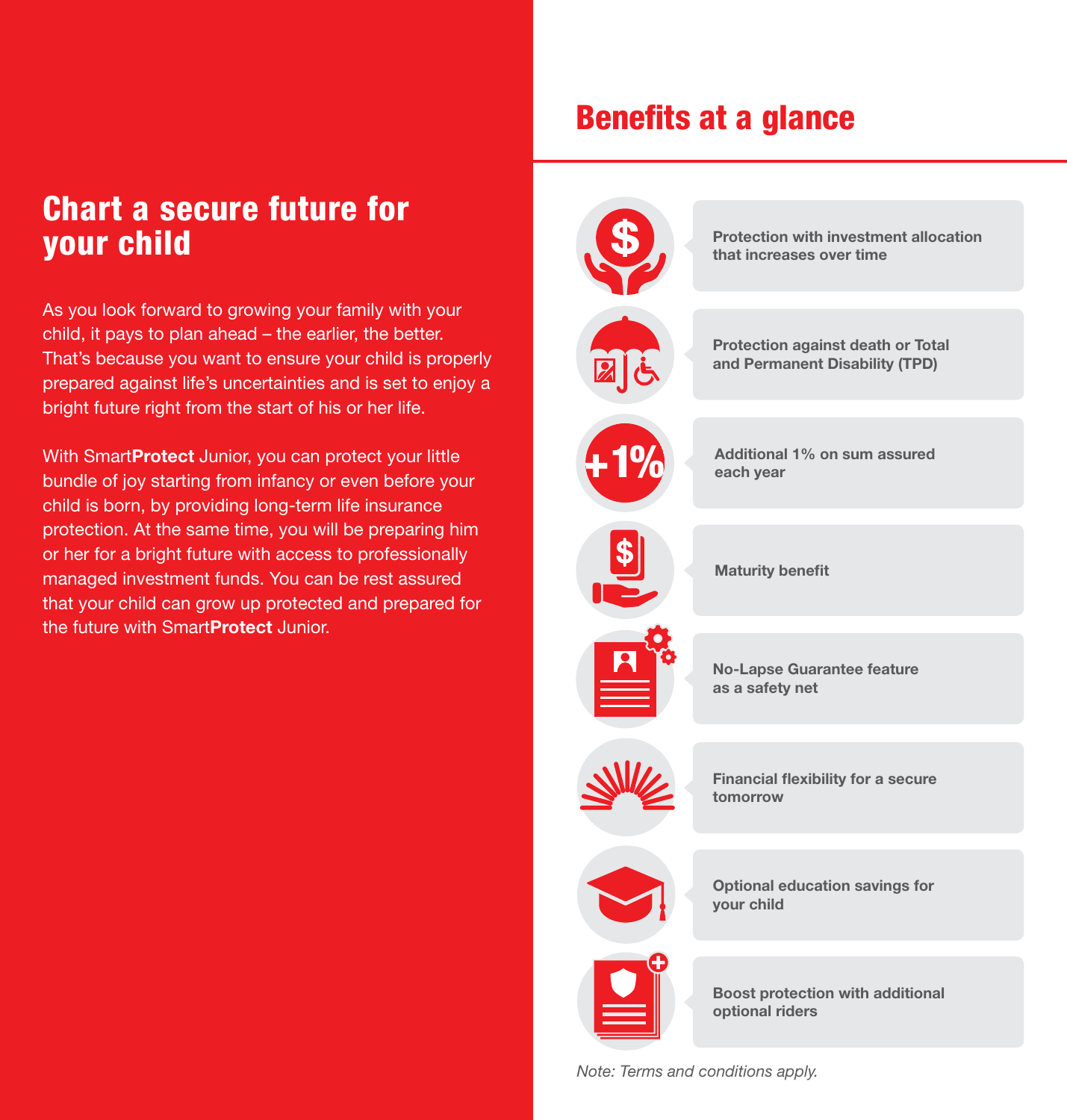## Chart a secure future for your child

As you look forward to growing your family with your child, it pays to plan ahead – the earlier, the better. That's because you want to ensure your child is properly prepared against life's uncertainties and is set to enjoy a bright future right from the start of his or her life.

With Smart**Protect** Junior, you can protect your little bundle of joy starting from infancy or even before your child is born, by providing long-term life insurance protection. At the same time, you will be preparing him or her for a bright future with access to professionally managed investment funds. You can be rest assured that your child can grow up protected and prepared for the future with Smart**Protect** Junior.

## Benefits at a glance

- **Protection with investment allocation that increases over time**
- **Protection against death or Total and Permanent Disability (TPD)**
- **Additional 1% on sum assured each year**
- **Maturity benefit**
- **No-Lapse Guarantee feature as a safety net**
- **Financial flexibility for a secure tomorrow**
- **Optional education savings for your child**
- **Boost protection with additional optional riders**

*Note: Terms and conditions apply.*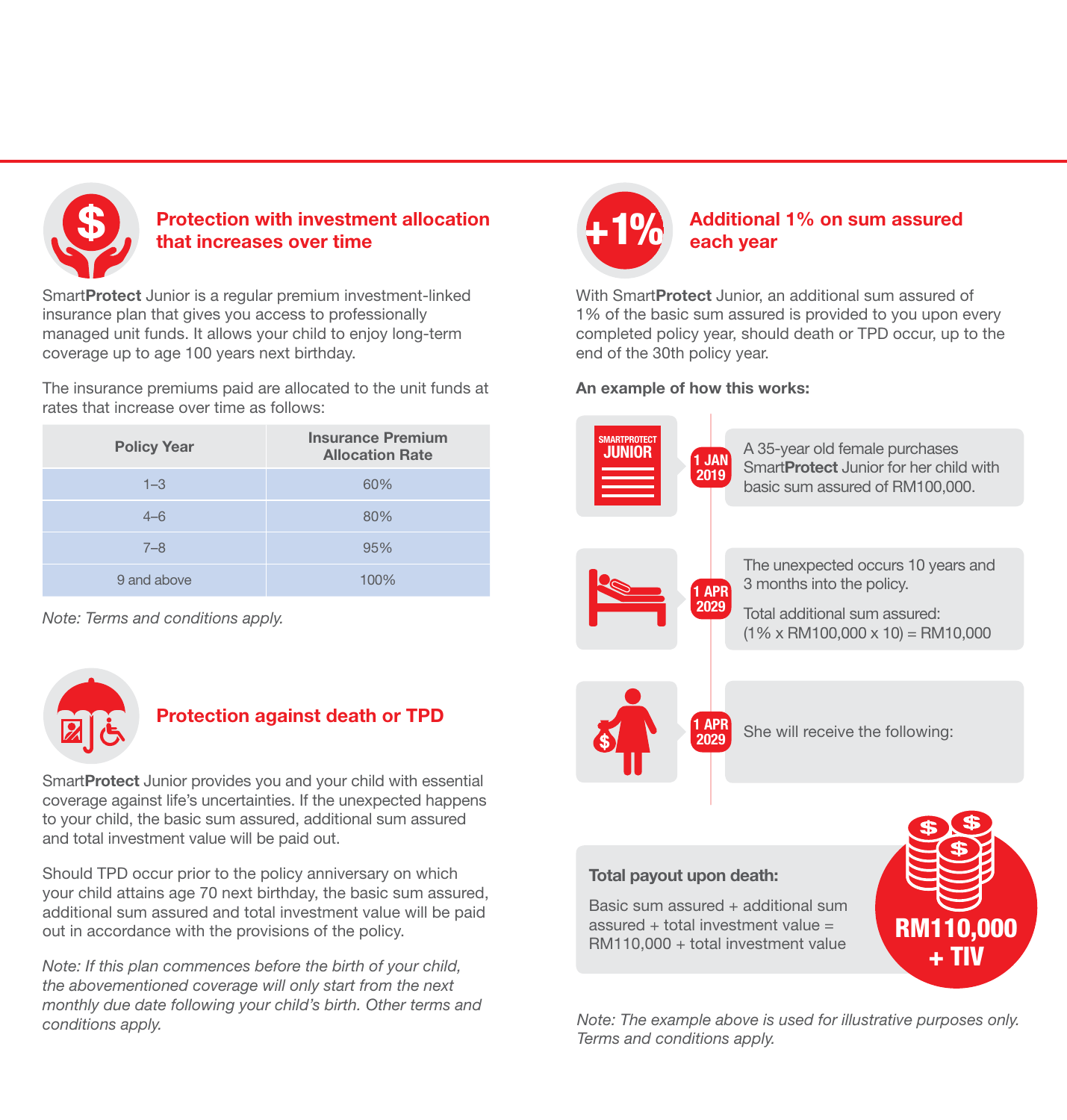## Protection with investment allocation that increases over time

Smart**Protect** Junior is a regular premium investment-linked insurance plan that gives you access to professionally managed unit funds. It allows your child to enjoy long-term coverage up to age 100 years next birthday.

The insurance premiums paid are allocated to the unit funds at rates that increase over time as follows:

| Policy Year | Insurance Premium Allocation Rate |
|---|---|
| 1–3 | 60% |
| 4–6 | 80% |
| 7–8 | 95% |
| 9 and above | 100% |

*Note: Terms and conditions apply.*

## Protection against death or TPD

Smart**Protect** Junior provides you and your child with essential coverage against life's uncertainties. If the unexpected happens to your child, the basic sum assured, additional sum assured and total investment value will be paid out.

Should TPD occur prior to the policy anniversary on which your child attains age 70 next birthday, the basic sum assured, additional sum assured and total investment value will be paid out in accordance with the provisions of the policy.

*Note: If this plan commences before the birth of your child, the abovementioned coverage will only start from the next monthly due date following your child's birth. Other terms and conditions apply.*

## Additional 1% on sum assured each year

With Smart**Protect** Junior, an additional sum assured of 1% of the basic sum assured is provided to you upon every completed policy year, should death or TPD occur, up to the end of the 30th policy year.

**An example of how this works:**

SMARTPROTECT JUNIOR

**1 JAN 2019** – A 35-year old female purchases Smart**Protect** Junior for her child with basic sum assured of RM100,000.

**1 APR 2029** – The unexpected occurs 10 years and 3 months into the policy.

Total additional sum assured:
(1% x RM100,000 x 10) = RM10,000

**1 APR 2029** – She will receive the following:

**Total payout upon death:**

Basic sum assured + additional sum assured + total investment value = RM110,000 + total investment value

**RM110,000 + TIV**

*Note: The example above is used for illustrative purposes only. Terms and conditions apply.*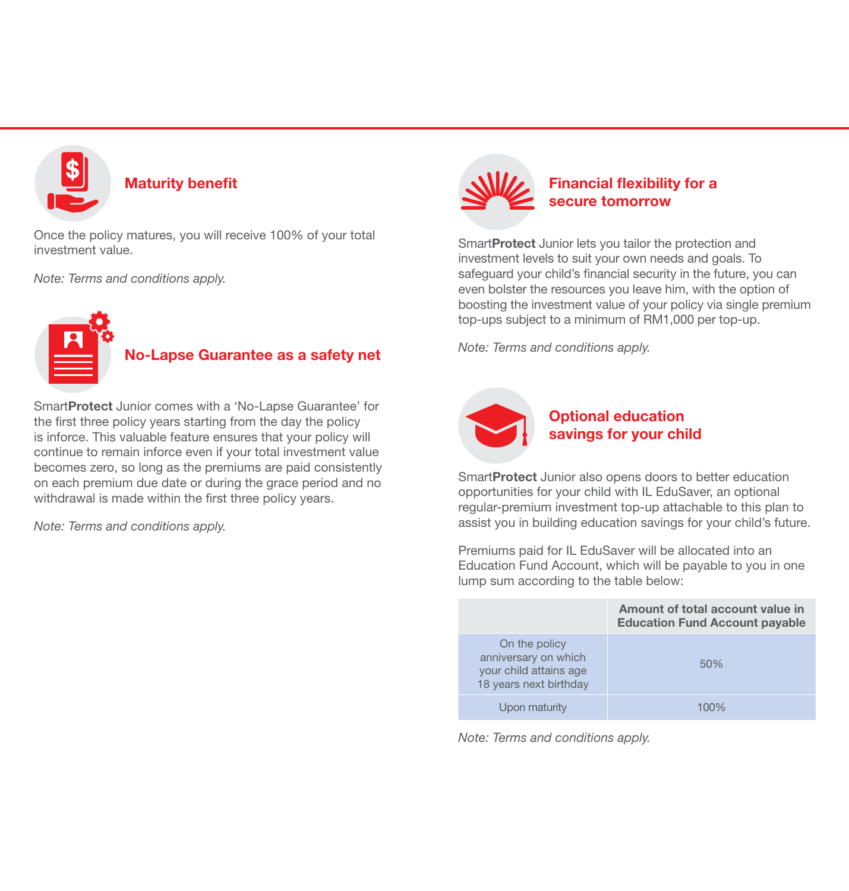## Maturity benefit

Once the policy matures, you will receive 100% of your total investment value.

*Note: Terms and conditions apply.*

## No-Lapse Guarantee as a safety net

Smart**Protect** Junior comes with a 'No-Lapse Guarantee' for the first three policy years starting from the day the policy is inforce. This valuable feature ensures that your policy will continue to remain inforce even if your total investment value becomes zero, so long as the premiums are paid consistently on each premium due date or during the grace period and no withdrawal is made within the first three policy years.

*Note: Terms and conditions apply.*

## Financial flexibility for a secure tomorrow

Smart**Protect** Junior lets you tailor the protection and investment levels to suit your own needs and goals. To safeguard your child's financial security in the future, you can even bolster the resources you leave him, with the option of boosting the investment value of your policy via single premium top-ups subject to a minimum of RM1,000 per top-up.

*Note: Terms and conditions apply.*

## Optional education savings for your child

Smart**Protect** Junior also opens doors to better education opportunities for your child with IL EduSaver, an optional regular-premium investment top-up attachable to this plan to assist you in building education savings for your child's future.

Premiums paid for IL EduSaver will be allocated into an Education Fund Account, which will be payable to you in one lump sum according to the table below:

| | Amount of total account value in Education Fund Account payable |
|---|---|
| On the policy anniversary on which your child attains age 18 years next birthday | 50% |
| Upon maturity | 100% |

*Note: Terms and conditions apply.*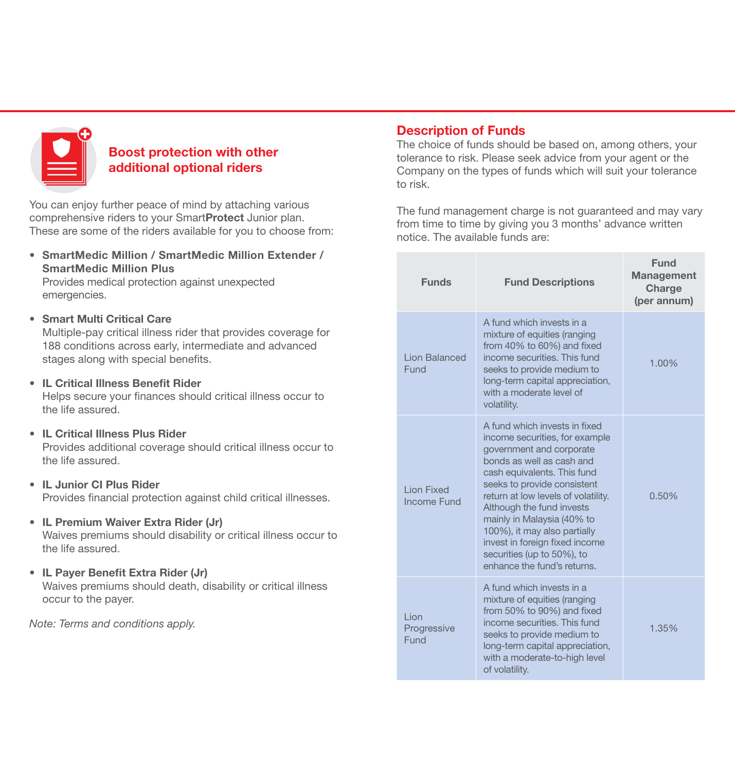## Boost protection with other additional optional riders

You can enjoy further peace of mind by attaching various comprehensive riders to your Smart**Protect** Junior plan. These are some of the riders available for you to choose from:

- **SmartMedic Million / SmartMedic Million Extender / SmartMedic Million Plus**
  Provides medical protection against unexpected emergencies.
- **Smart Multi Critical Care**
  Multiple-pay critical illness rider that provides coverage for 188 conditions across early, intermediate and advanced stages along with special benefits.
- **IL Critical Illness Benefit Rider**
  Helps secure your finances should critical illness occur to the life assured.
- **IL Critical Illness Plus Rider**
  Provides additional coverage should critical illness occur to the life assured.
- **IL Junior CI Plus Rider**
  Provides financial protection against child critical illnesses.
- **IL Premium Waiver Extra Rider (Jr)**
  Waives premiums should disability or critical illness occur to the life assured.
- **IL Payer Benefit Extra Rider (Jr)**
  Waives premiums should death, disability or critical illness occur to the payer.

*Note: Terms and conditions apply.*

## Description of Funds

The choice of funds should be based on, among others, your tolerance to risk. Please seek advice from your agent or the Company on the types of funds which will suit your tolerance to risk.

The fund management charge is not guaranteed and may vary from time to time by giving you 3 months' advance written notice. The available funds are:

| Funds | Fund Descriptions | Fund Management Charge (per annum) |
|---|---|---|
| Lion Balanced Fund | A fund which invests in a mixture of equities (ranging from 40% to 60%) and fixed income securities. This fund seeks to provide medium to long-term capital appreciation, with a moderate level of volatility. | 1.00% |
| Lion Fixed Income Fund | A fund which invests in fixed income securities, for example government and corporate bonds as well as cash and cash equivalents. This fund seeks to provide consistent return at low levels of volatility. Although the fund invests mainly in Malaysia (40% to 100%), it may also partially invest in foreign fixed income securities (up to 50%), to enhance the fund's returns. | 0.50% |
| Lion Progressive Fund | A fund which invests in a mixture of equities (ranging from 50% to 90%) and fixed income securities. This fund seeks to provide medium to long-term capital appreciation, with a moderate-to-high level of volatility. | 1.35% |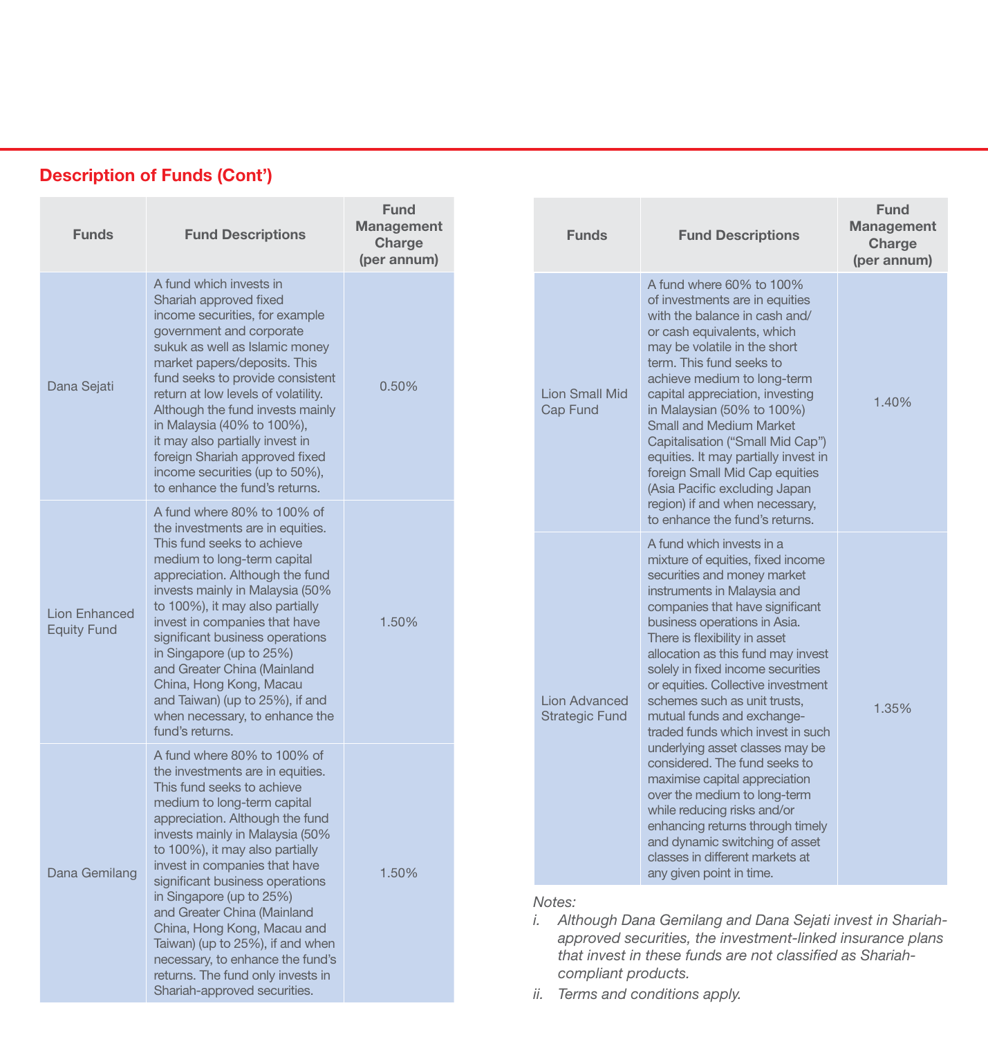## Description of Funds (Cont')

| Funds | Fund Descriptions | Fund Management Charge (per annum) |
|---|---|---|
| Dana Sejati | A fund which invests in Shariah approved fixed income securities, for example government and corporate sukuk as well as Islamic money market papers/deposits. This fund seeks to provide consistent return at low levels of volatility. Although the fund invests mainly in Malaysia (40% to 100%), it may also partially invest in foreign Shariah approved fixed income securities (up to 50%), to enhance the fund's returns. | 0.50% |
| Lion Enhanced Equity Fund | A fund where 80% to 100% of the investments are in equities. This fund seeks to achieve medium to long-term capital appreciation. Although the fund invests mainly in Malaysia (50% to 100%), it may also partially invest in companies that have significant business operations in Singapore (up to 25%) and Greater China (Mainland China, Hong Kong, Macau and Taiwan) (up to 25%), if and when necessary, to enhance the fund's returns. | 1.50% |
| Dana Gemilang | A fund where 80% to 100% of the investments are in equities. This fund seeks to achieve medium to long-term capital appreciation. Although the fund invests mainly in Malaysia (50% to 100%), it may also partially invest in companies that have significant business operations in Singapore (up to 25%) and Greater China (Mainland China, Hong Kong, Macau and Taiwan) (up to 25%), if and when necessary, to enhance the fund's returns. The fund only invests in Shariah-approved securities. | 1.50% |
| Lion Small Mid Cap Fund | A fund where 60% to 100% of investments are in equities with the balance in cash and/or cash equivalents, which may be volatile in the short term. This fund seeks to achieve medium to long-term capital appreciation, investing in Malaysian (50% to 100%) Small and Medium Market Capitalisation ("Small Mid Cap") equities. It may partially invest in foreign Small Mid Cap equities (Asia Pacific excluding Japan region) if and when necessary, to enhance the fund's returns. | 1.40% |
| Lion Advanced Strategic Fund | A fund which invests in a mixture of equities, fixed income securities and money market instruments in Malaysia and companies that have significant business operations in Asia. There is flexibility in asset allocation as this fund may invest solely in fixed income securities or equities. Collective investment schemes such as unit trusts, mutual funds and exchange-traded funds which invest in such underlying asset classes may be considered. The fund seeks to maximise capital appreciation over the medium to long-term while reducing risks and/or enhancing returns through timely and dynamic switching of asset classes in different markets at any given point in time. | 1.35% |

*Notes:*

*i. Although Dana Gemilang and Dana Sejati invest in Shariah-approved securities, the investment-linked insurance plans that invest in these funds are not classified as Shariah-compliant products.*

*ii. Terms and conditions apply.*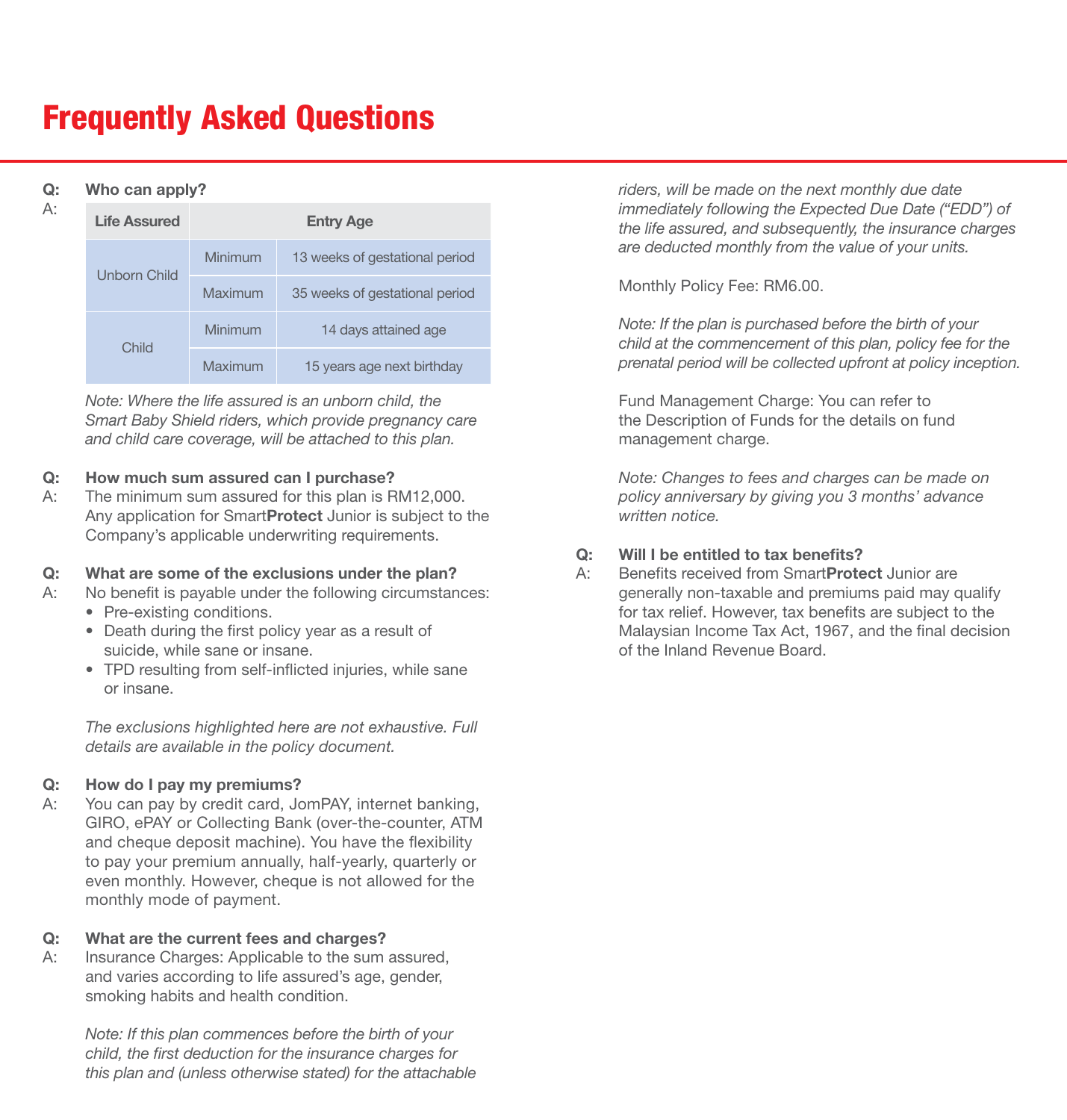# Frequently Asked Questions

**Q: Who can apply?**

A:

| Life Assured | Entry Age | |
|---|---|---|
| Unborn Child | Minimum | 13 weeks of gestational period |
| | Maximum | 35 weeks of gestational period |
| Child | Minimum | 14 days attained age |
| | Maximum | 15 years age next birthday |

*Note: Where the life assured is an unborn child, the Smart Baby Shield riders, which provide pregnancy care and child care coverage, will be attached to this plan.*

**Q: How much sum assured can I purchase?**

A: The minimum sum assured for this plan is RM12,000. Any application for Smart**Protect** Junior is subject to the Company's applicable underwriting requirements.

**Q: What are some of the exclusions under the plan?**

A: No benefit is payable under the following circumstances:

- Pre-existing conditions.
- Death during the first policy year as a result of suicide, while sane or insane.
- TPD resulting from self-inflicted injuries, while sane or insane.

*The exclusions highlighted here are not exhaustive. Full details are available in the policy document.*

**Q: How do I pay my premiums?**

A: You can pay by credit card, JomPAY, internet banking, GIRO, ePAY or Collecting Bank (over-the-counter, ATM and cheque deposit machine). You have the flexibility to pay your premium annually, half-yearly, quarterly or even monthly. However, cheque is not allowed for the monthly mode of payment.

**Q: What are the current fees and charges?**

A: Insurance Charges: Applicable to the sum assured, and varies according to life assured's age, gender, smoking habits and health condition.

*Note: If this plan commences before the birth of your child, the first deduction for the insurance charges for this plan and (unless otherwise stated) for the attachable riders, will be made on the next monthly due date immediately following the Expected Due Date ("EDD") of the life assured, and subsequently, the insurance charges are deducted monthly from the value of your units.*

Monthly Policy Fee: RM6.00.

*Note: If the plan is purchased before the birth of your child at the commencement of this plan, policy fee for the prenatal period will be collected upfront at policy inception.*

Fund Management Charge: You can refer to the Description of Funds for the details on fund management charge.

*Note: Changes to fees and charges can be made on policy anniversary by giving you 3 months' advance written notice.*

**Q: Will I be entitled to tax benefits?**

A: Benefits received from Smart**Protect** Junior are generally non-taxable and premiums paid may qualify for tax relief. However, tax benefits are subject to the Malaysian Income Tax Act, 1967, and the final decision of the Inland Revenue Board.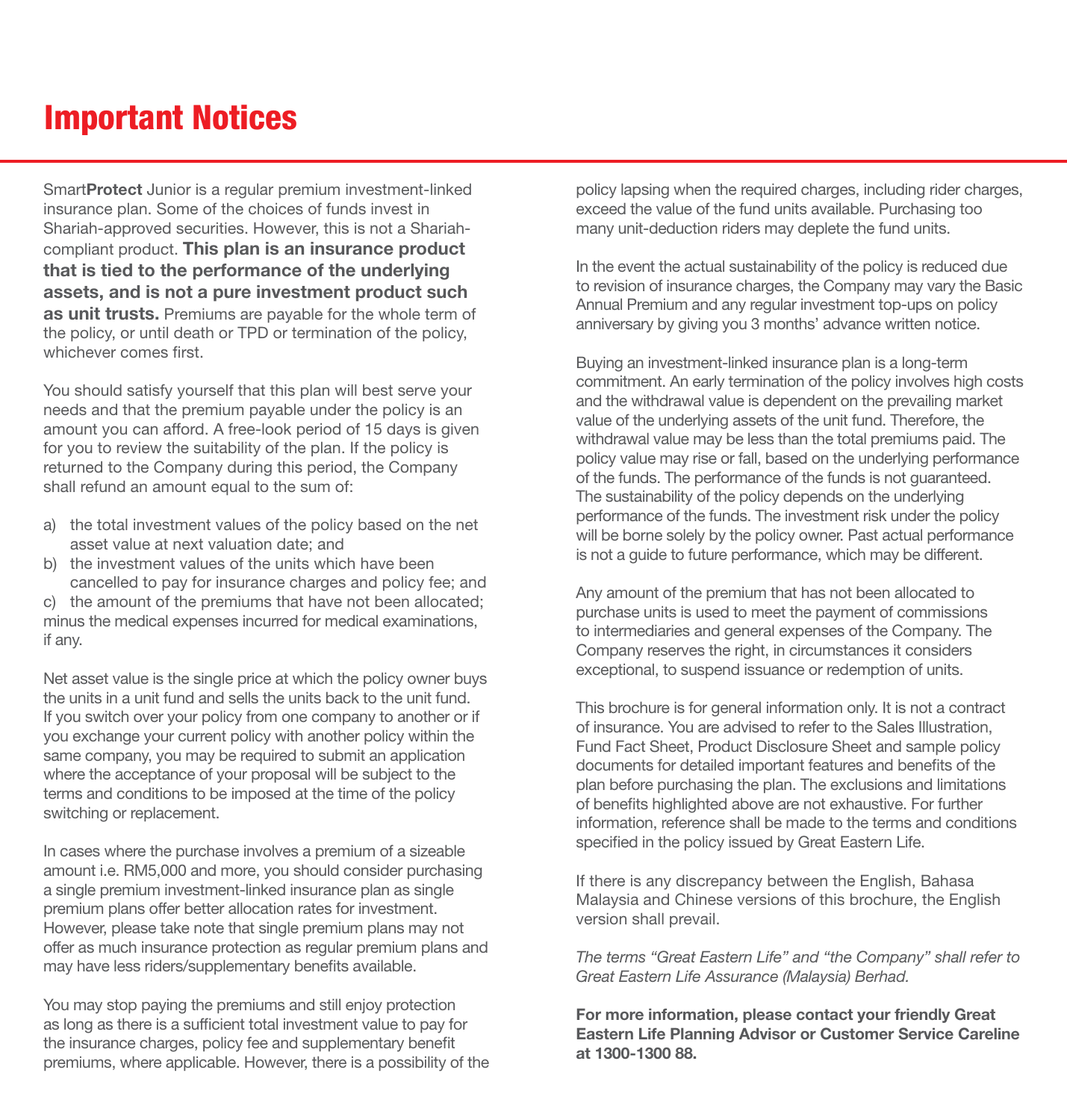# Important Notices

Smart**Protect** Junior is a regular premium investment-linked insurance plan. Some of the choices of funds invest in Shariah-approved securities. However, this is not a Shariah-compliant product. **This plan is an insurance product that is tied to the performance of the underlying assets, and is not a pure investment product such as unit trusts.** Premiums are payable for the whole term of the policy, or until death or TPD or termination of the policy, whichever comes first.

You should satisfy yourself that this plan will best serve your needs and that the premium payable under the policy is an amount you can afford. A free-look period of 15 days is given for you to review the suitability of the plan. If the policy is returned to the Company during this period, the Company shall refund an amount equal to the sum of:

a) the total investment values of the policy based on the net asset value at next valuation date; and
b) the investment values of the units which have been cancelled to pay for insurance charges and policy fee; and
c) the amount of the premiums that have not been allocated;

minus the medical expenses incurred for medical examinations, if any.

Net asset value is the single price at which the policy owner buys the units in a unit fund and sells the units back to the unit fund. If you switch over your policy from one company to another or if you exchange your current policy with another policy within the same company, you may be required to submit an application where the acceptance of your proposal will be subject to the terms and conditions to be imposed at the time of the policy switching or replacement.

In cases where the purchase involves a premium of a sizeable amount i.e. RM5,000 and more, you should consider purchasing a single premium investment-linked insurance plan as single premium plans offer better allocation rates for investment. However, please take note that single premium plans may not offer as much insurance protection as regular premium plans and may have less riders/supplementary benefits available.

You may stop paying the premiums and still enjoy protection as long as there is a sufficient total investment value to pay for the insurance charges, policy fee and supplementary benefit premiums, where applicable. However, there is a possibility of the policy lapsing when the required charges, including rider charges, exceed the value of the fund units available. Purchasing too many unit-deduction riders may deplete the fund units.

In the event the actual sustainability of the policy is reduced due to revision of insurance charges, the Company may vary the Basic Annual Premium and any regular investment top-ups on policy anniversary by giving you 3 months' advance written notice.

Buying an investment-linked insurance plan is a long-term commitment. An early termination of the policy involves high costs and the withdrawal value is dependent on the prevailing market value of the underlying assets of the unit fund. Therefore, the withdrawal value may be less than the total premiums paid. The policy value may rise or fall, based on the underlying performance of the funds. The performance of the funds is not guaranteed. The sustainability of the policy depends on the underlying performance of the funds. The investment risk under the policy will be borne solely by the policy owner. Past actual performance is not a guide to future performance, which may be different.

Any amount of the premium that has not been allocated to purchase units is used to meet the payment of commissions to intermediaries and general expenses of the Company. The Company reserves the right, in circumstances it considers exceptional, to suspend issuance or redemption of units.

This brochure is for general information only. It is not a contract of insurance. You are advised to refer to the Sales Illustration, Fund Fact Sheet, Product Disclosure Sheet and sample policy documents for detailed important features and benefits of the plan before purchasing the plan. The exclusions and limitations of benefits highlighted above are not exhaustive. For further information, reference shall be made to the terms and conditions specified in the policy issued by Great Eastern Life.

If there is any discrepancy between the English, Bahasa Malaysia and Chinese versions of this brochure, the English version shall prevail.

*The terms "Great Eastern Life" and "the Company" shall refer to Great Eastern Life Assurance (Malaysia) Berhad.*

**For more information, please contact your friendly Great Eastern Life Planning Advisor or Customer Service Careline at 1300-1300 88.**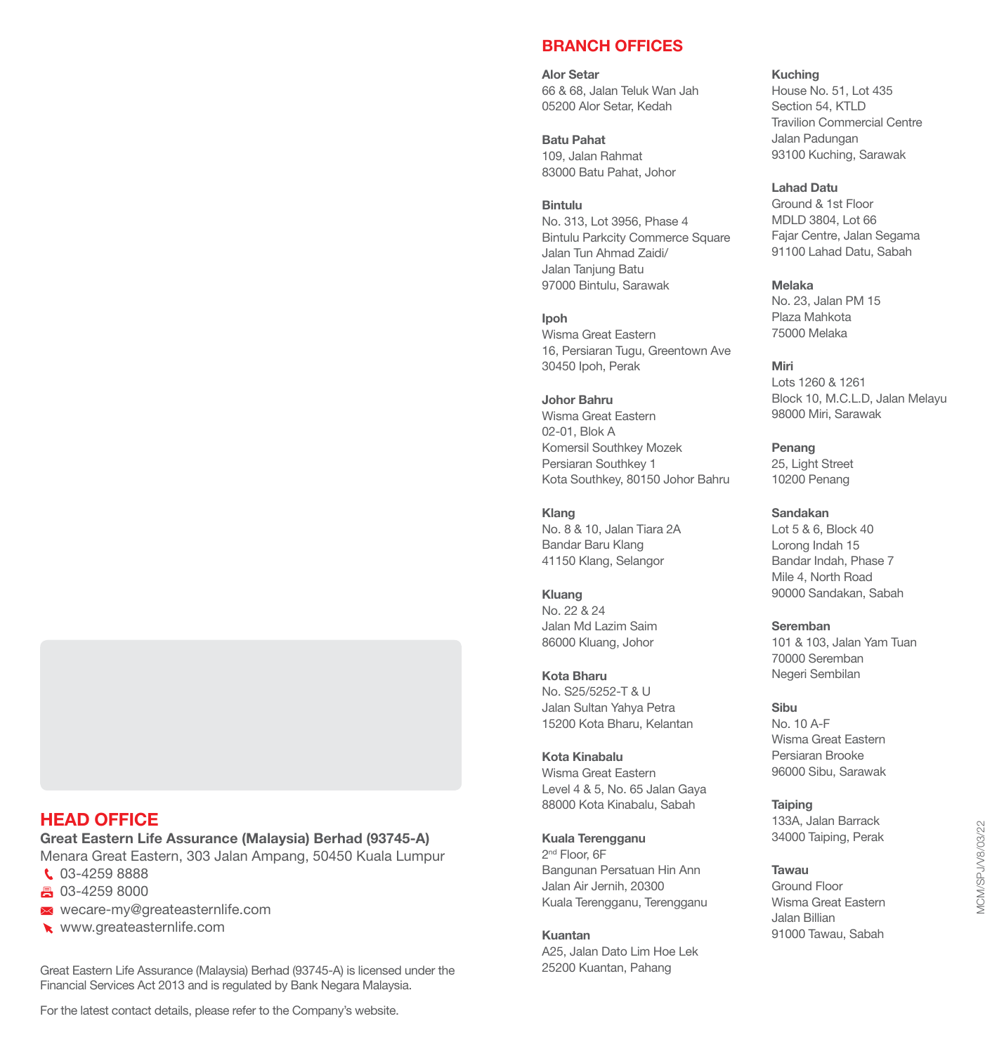## HEAD OFFICE

**Great Eastern Life Assurance (Malaysia) Berhad (93745-A)**
Menara Great Eastern, 303 Jalan Ampang, 50450 Kuala Lumpur
03-4259 8888
03-4259 8000
wecare-my@greateasternlife.com
www.greateasternlife.com

Great Eastern Life Assurance (Malaysia) Berhad (93745-A) is licensed under the Financial Services Act 2013 and is regulated by Bank Negara Malaysia.

For the latest contact details, please refer to the Company's website.

## BRANCH OFFICES

**Alor Setar**
66 & 68, Jalan Teluk Wan Jah
05200 Alor Setar, Kedah

**Batu Pahat**
109, Jalan Rahmat
83000 Batu Pahat, Johor

**Bintulu**
No. 313, Lot 3956, Phase 4
Bintulu Parkcity Commerce Square
Jalan Tun Ahmad Zaidi/
Jalan Tanjung Batu
97000 Bintulu, Sarawak

**Ipoh**
Wisma Great Eastern
16, Persiaran Tugu, Greentown Ave
30450 Ipoh, Perak

**Johor Bahru**
Wisma Great Eastern
02-01, Blok A
Komersil Southkey Mozek
Persiaran Southkey 1
Kota Southkey, 80150 Johor Bahru

**Klang**
No. 8 & 10, Jalan Tiara 2A
Bandar Baru Klang
41150 Klang, Selangor

**Kluang**
No. 22 & 24
Jalan Md Lazim Saim
86000 Kluang, Johor

**Kota Bharu**
No. S25/5252-T & U
Jalan Sultan Yahya Petra
15200 Kota Bharu, Kelantan

**Kota Kinabalu**
Wisma Great Eastern
Level 4 & 5, No. 65 Jalan Gaya
88000 Kota Kinabalu, Sabah

**Kuala Terengganu**
2nd Floor, 6F
Bangunan Persatuan Hin Ann
Jalan Air Jernih, 20300
Kuala Terengganu, Terengganu

**Kuantan**
A25, Jalan Dato Lim Hoe Lek
25200 Kuantan, Pahang

**Kuching**
House No. 51, Lot 435
Section 54, KTLD
Travilion Commercial Centre
Jalan Padungan
93100 Kuching, Sarawak

**Lahad Datu**
Ground & 1st Floor
MDLD 3804, Lot 66
Fajar Centre, Jalan Segama
91100 Lahad Datu, Sabah

**Melaka**
No. 23, Jalan PM 15
Plaza Mahkota
75000 Melaka

**Miri**
Lots 1260 & 1261
Block 10, M.C.L.D, Jalan Melayu
98000 Miri, Sarawak

**Penang**
25, Light Street
10200 Penang

**Sandakan**
Lot 5 & 6, Block 40
Lorong Indah 15
Bandar Indah, Phase 7
Mile 4, North Road
90000 Sandakan, Sabah

**Seremban**
101 & 103, Jalan Yam Tuan
70000 Seremban
Negeri Sembilan

**Sibu**
No. 10 A-F
Wisma Great Eastern
Persiaran Brooke
96000 Sibu, Sarawak

**Taiping**
133A, Jalan Barrack
34000 Taiping, Perak

**Tawau**
Ground Floor
Wisma Great Eastern
Jalan Billian
91000 Tawau, Sabah

MCM/SPJ/V8/03/22